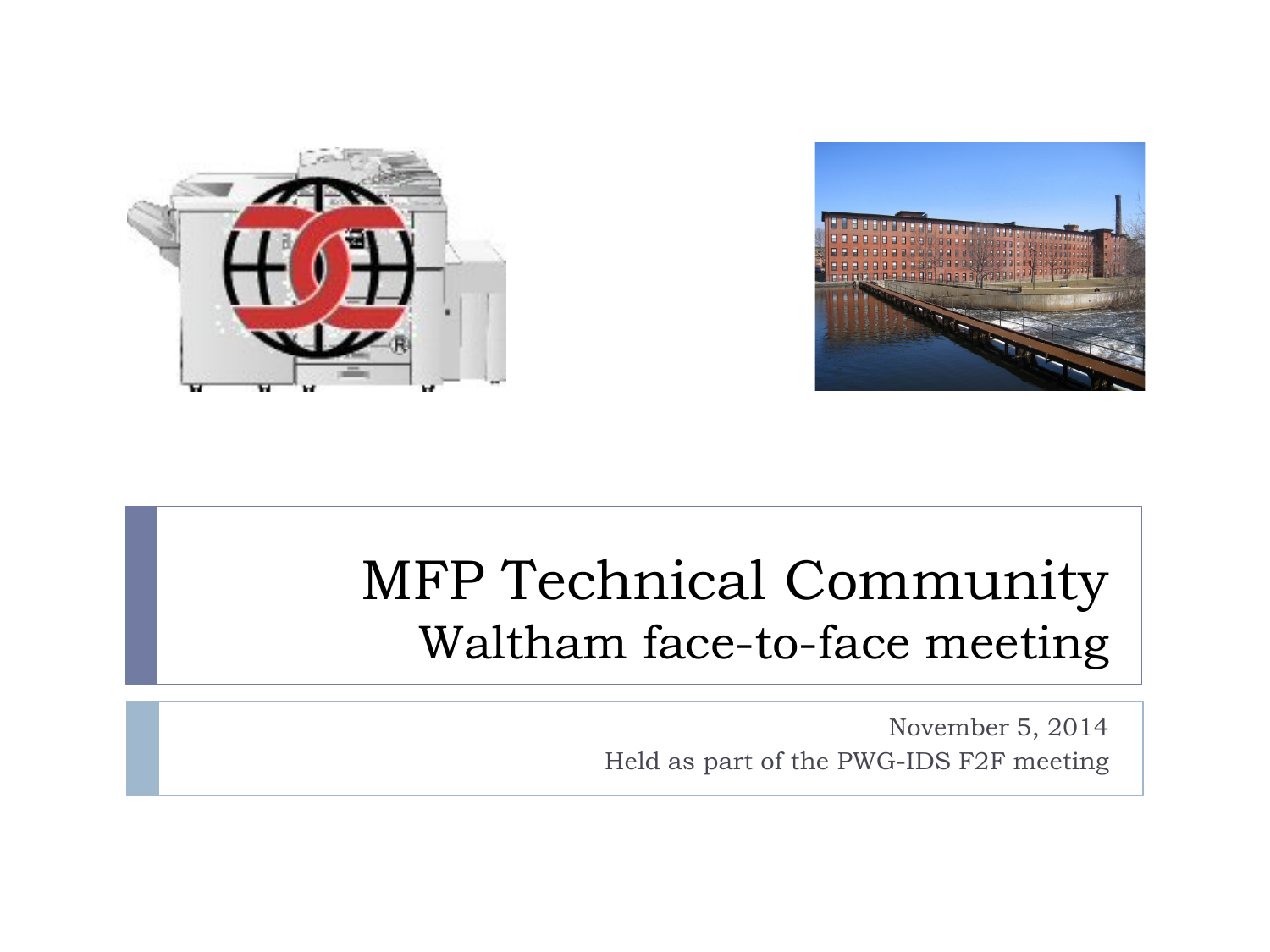# MFP Technical Community

## Waltham face-to-face meeting

November 5, 2014

Held as part of the PWG-IDS F2F meeting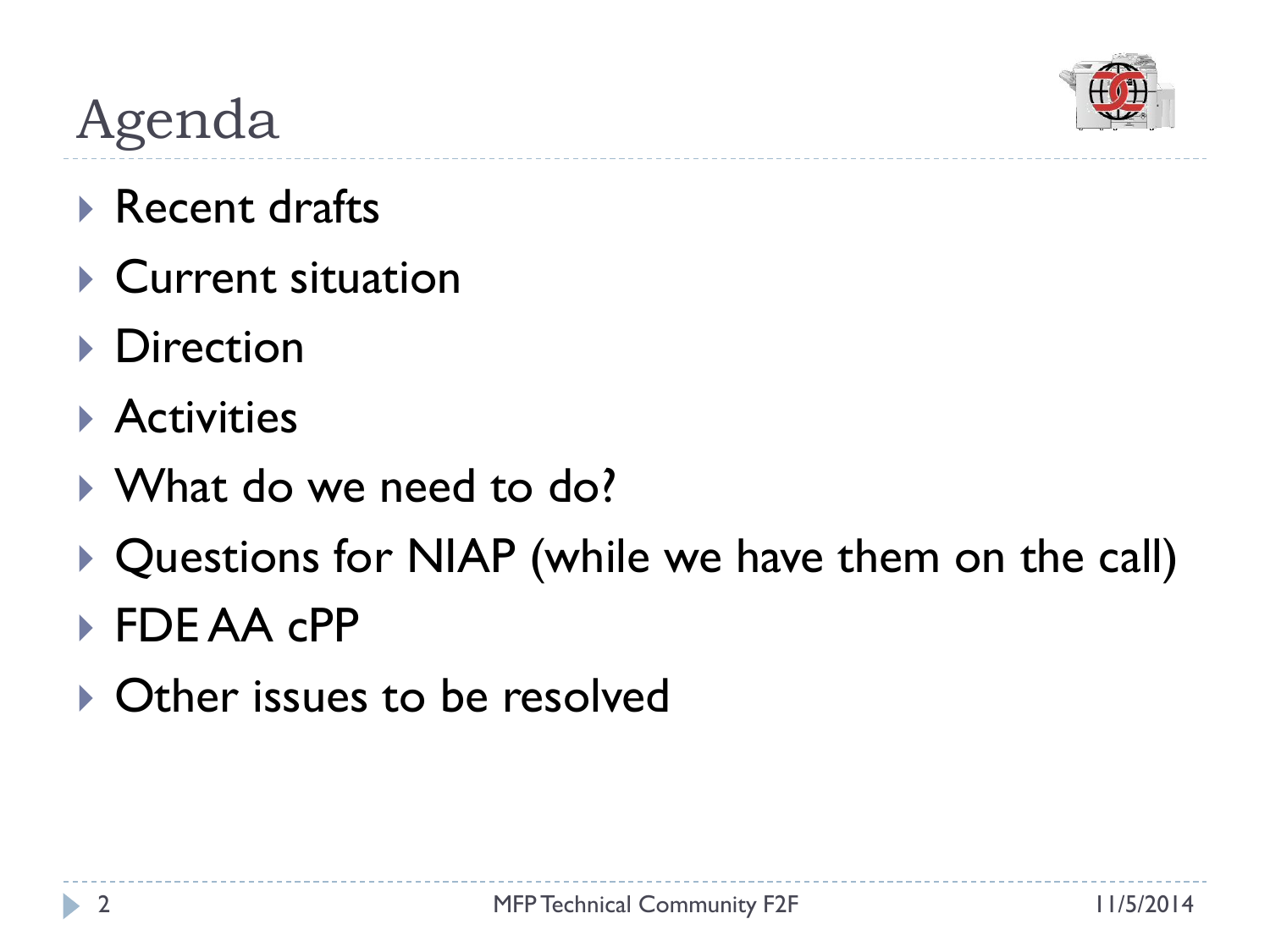# Agenda

- Recent drafts
- Current situation
- Direction
- Activities
- What do we need to do?
- Questions for NIAP (while we have them on the call)
- FDE AA cPP
- Other issues to be resolved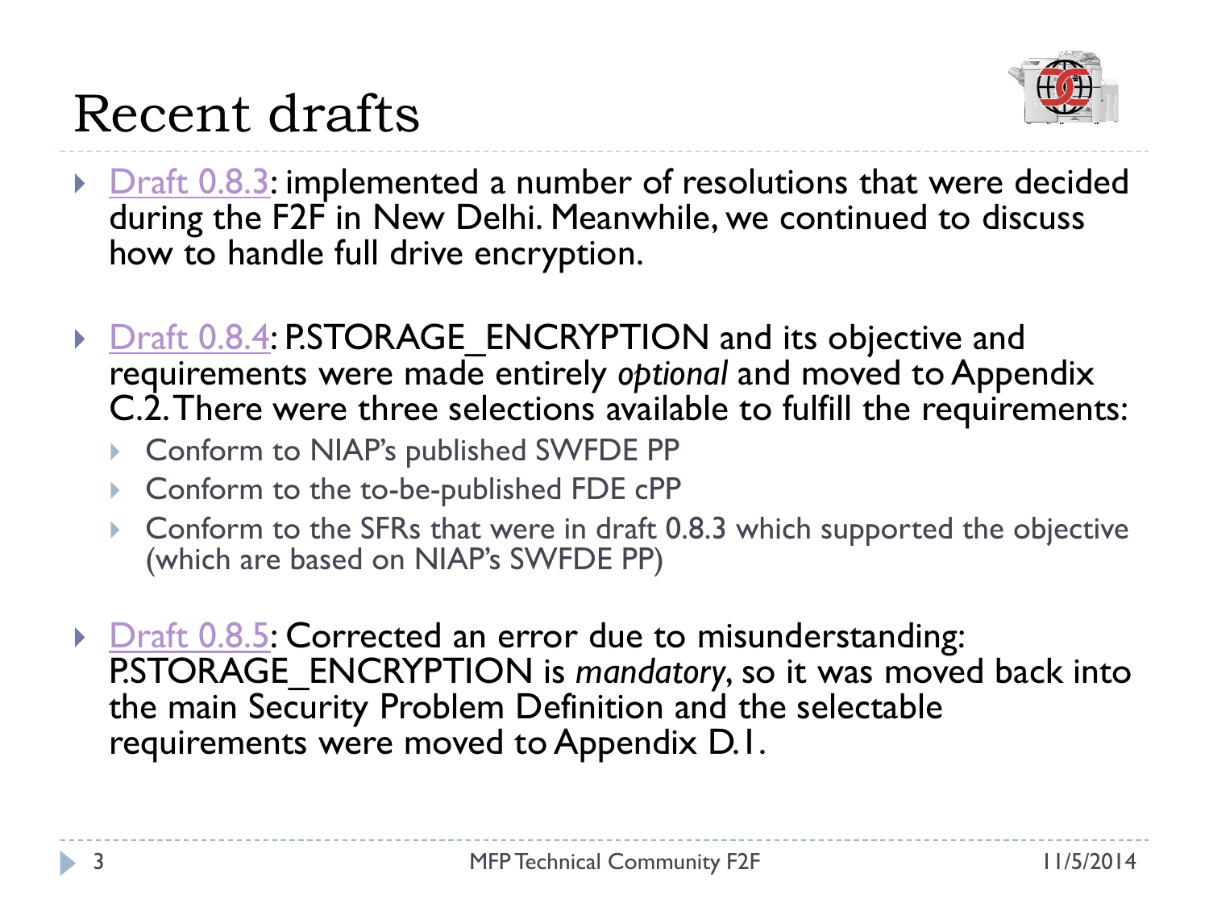# Recent drafts

- Draft 0.8.3: implemented a number of resolutions that were decided during the F2F in New Delhi. Meanwhile, we continued to discuss how to handle full drive encryption.

- Draft 0.8.4: P.STORAGE_ENCRYPTION and its objective and requirements were made entirely *optional* and moved to Appendix C.2. There were three selections available to fulfill the requirements:
  - Conform to NIAP's published SWFDE PP
  - Conform to the to-be-published FDE cPP
  - Conform to the SFRs that were in draft 0.8.3 which supported the objective (which are based on NIAP's SWFDE PP)

- Draft 0.8.5: Corrected an error due to misunderstanding: P.STORAGE_ENCRYPTION is *mandatory*, so it was moved back into the main Security Problem Definition and the selectable requirements were moved to Appendix D.1.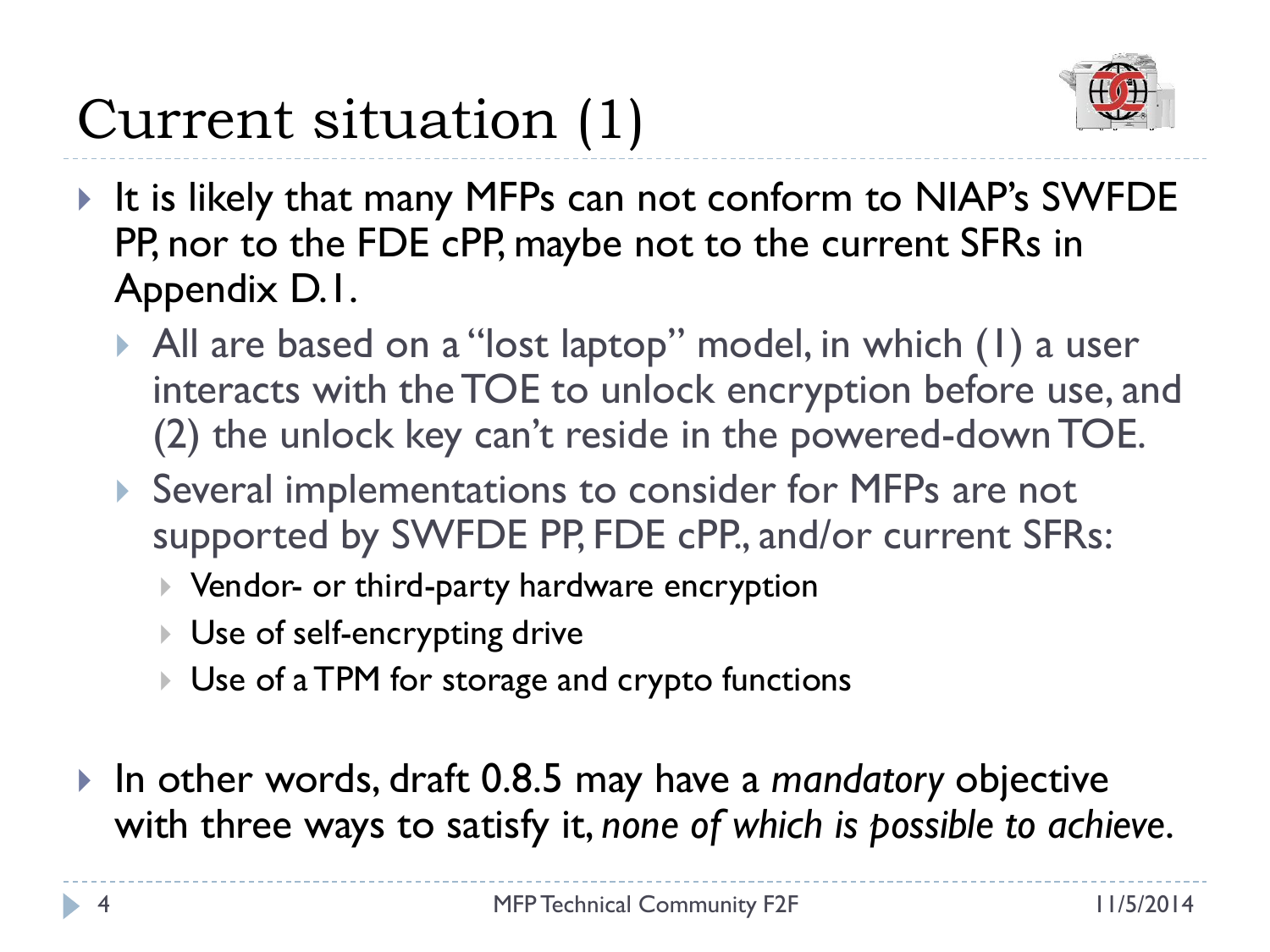# Current situation (1)

- It is likely that many MFPs can not conform to NIAP's SWFDE PP, nor to the FDE cPP, maybe not to the current SFRs in Appendix D.1.
  - All are based on a "lost laptop" model, in which (1) a user interacts with the TOE to unlock encryption before use, and (2) the unlock key can't reside in the powered-down TOE.
  - Several implementations to consider for MFPs are not supported by SWFDE PP, FDE cPP., and/or current SFRs:
    - Vendor- or third-party hardware encryption
    - Use of self-encrypting drive
    - Use of a TPM for storage and crypto functions
- In other words, draft 0.8.5 may have a *mandatory* objective with three ways to satisfy it, *none of which is possible to achieve.*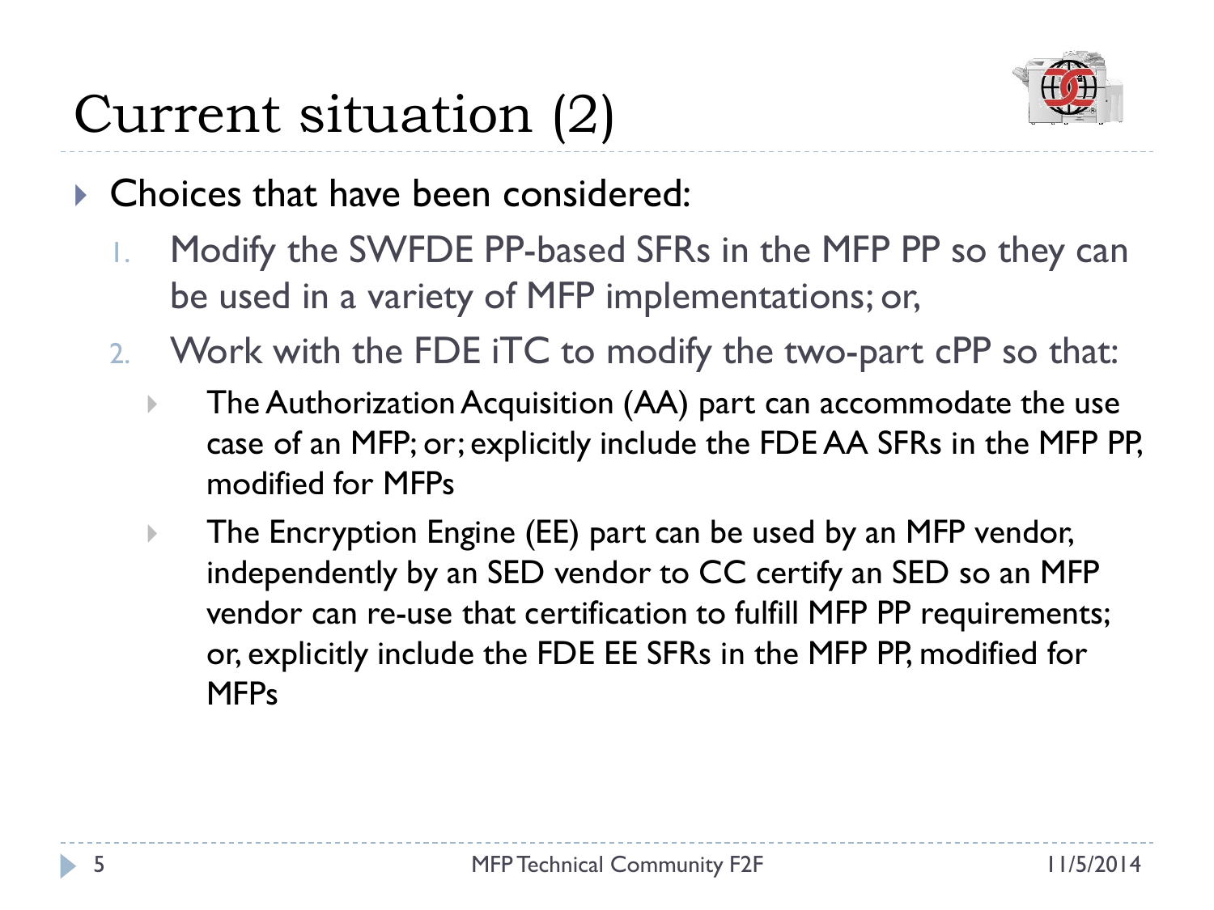# Current situation (2)

- Choices that have been considered:
  1. Modify the SWFDE PP-based SFRs in the MFP PP so they can be used in a variety of MFP implementations; or,
  2. Work with the FDE iTC to modify the two-part cPP so that:
     - The Authorization Acquisition (AA) part can accommodate the use case of an MFP; or; explicitly include the FDE AA SFRs in the MFP PP, modified for MFPs
     - The Encryption Engine (EE) part can be used by an MFP vendor, independently by an SED vendor to CC certify an SED so an MFP vendor can re-use that certification to fulfill MFP PP requirements; or, explicitly include the FDE EE SFRs in the MFP PP, modified for MFPs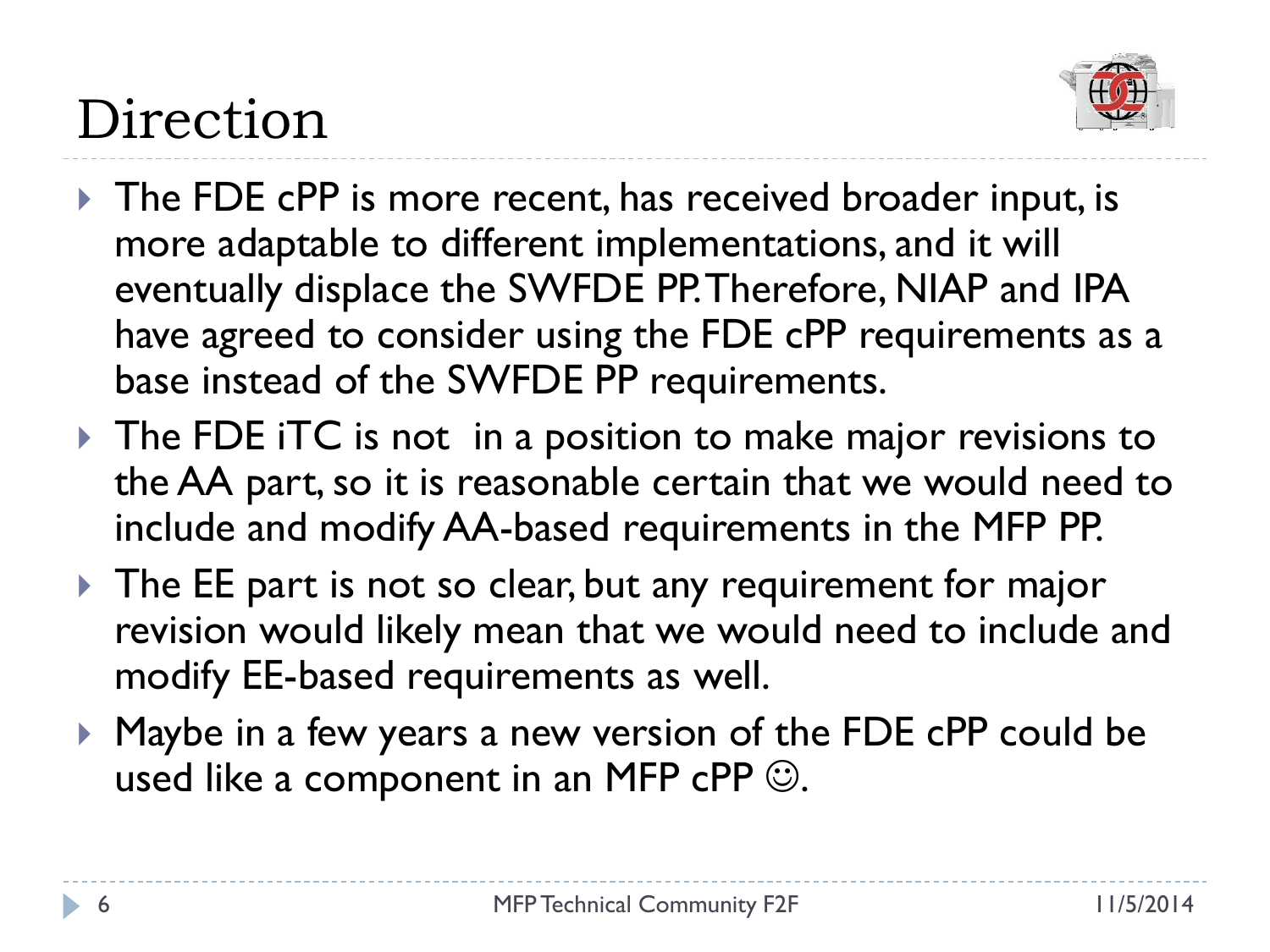# Direction

- The FDE cPP is more recent, has received broader input, is more adaptable to different implementations, and it will eventually displace the SWFDE PP. Therefore, NIAP and IPA have agreed to consider using the FDE cPP requirements as a base instead of the SWFDE PP requirements.
- The FDE iTC is not in a position to make major revisions to the AA part, so it is reasonable certain that we would need to include and modify AA-based requirements in the MFP PP.
- The EE part is not so clear, but any requirement for major revision would likely mean that we would need to include and modify EE-based requirements as well.
- Maybe in a few years a new version of the FDE cPP could be used like a component in an MFP cPP ☺.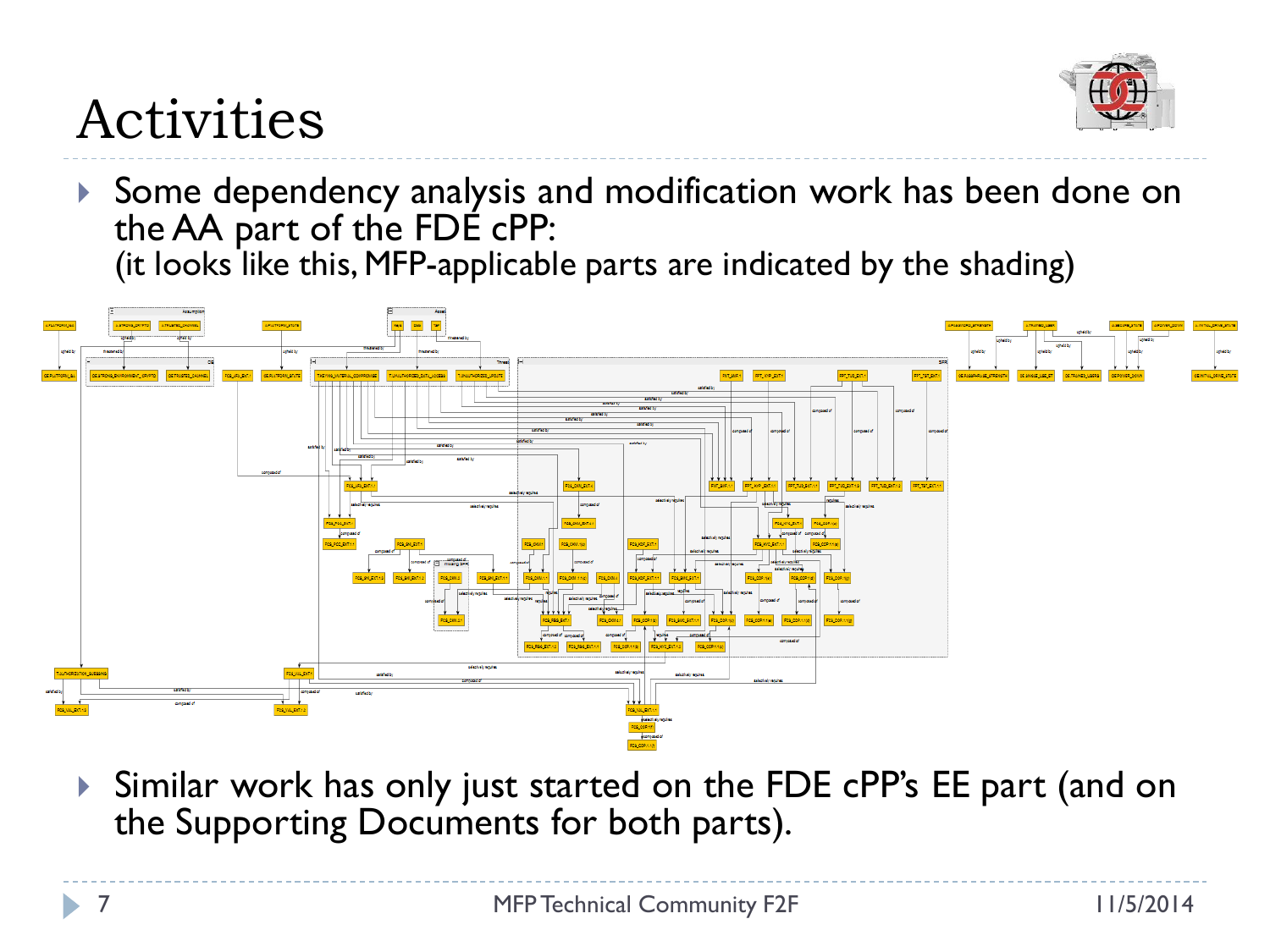# Activities

- Some dependency analysis and modification work has been done on the AA part of the FDE cPP:
  (it looks like this, MFP-applicable parts are indicated by the shading)

- Similar work has only just started on the FDE cPP's EE part (and on the Supporting Documents for both parts).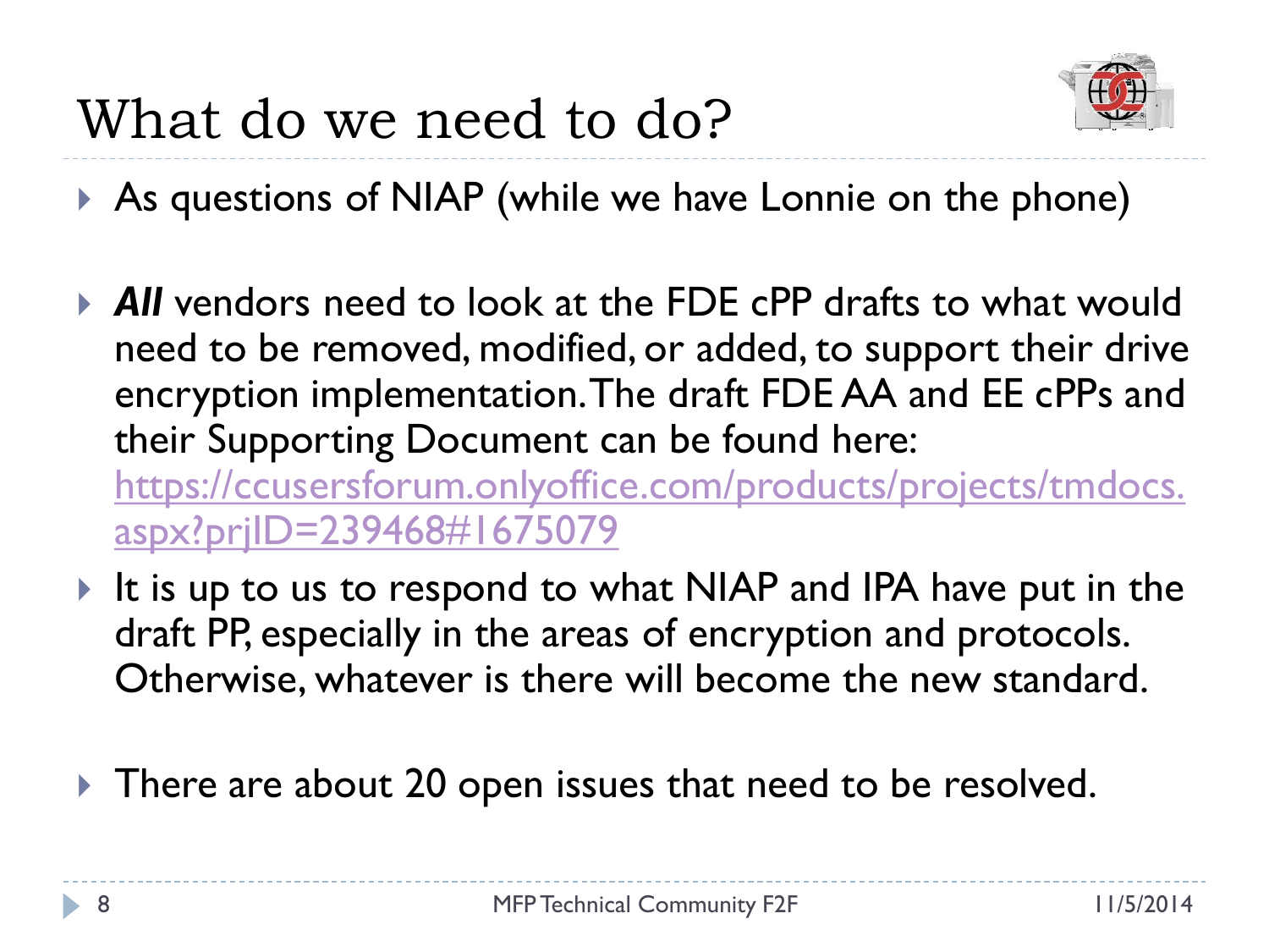# What do we need to do?

- As questions of NIAP (while we have Lonnie on the phone)
- ***All*** vendors need to look at the FDE cPP drafts to what would need to be removed, modified, or added, to support their drive encryption implementation. The draft FDE AA and EE cPPs and their Supporting Document can be found here: [https://ccusersforum.onlyoffice.com/products/projects/tmdocs.aspx?prjID=239468#1675079](https://ccusersforum.onlyoffice.com/products/projects/tmdocs.aspx?prjID=239468#1675079)
- It is up to us to respond to what NIAP and IPA have put in the draft PP, especially in the areas of encryption and protocols. Otherwise, whatever is there will become the new standard.
- There are about 20 open issues that need to be resolved.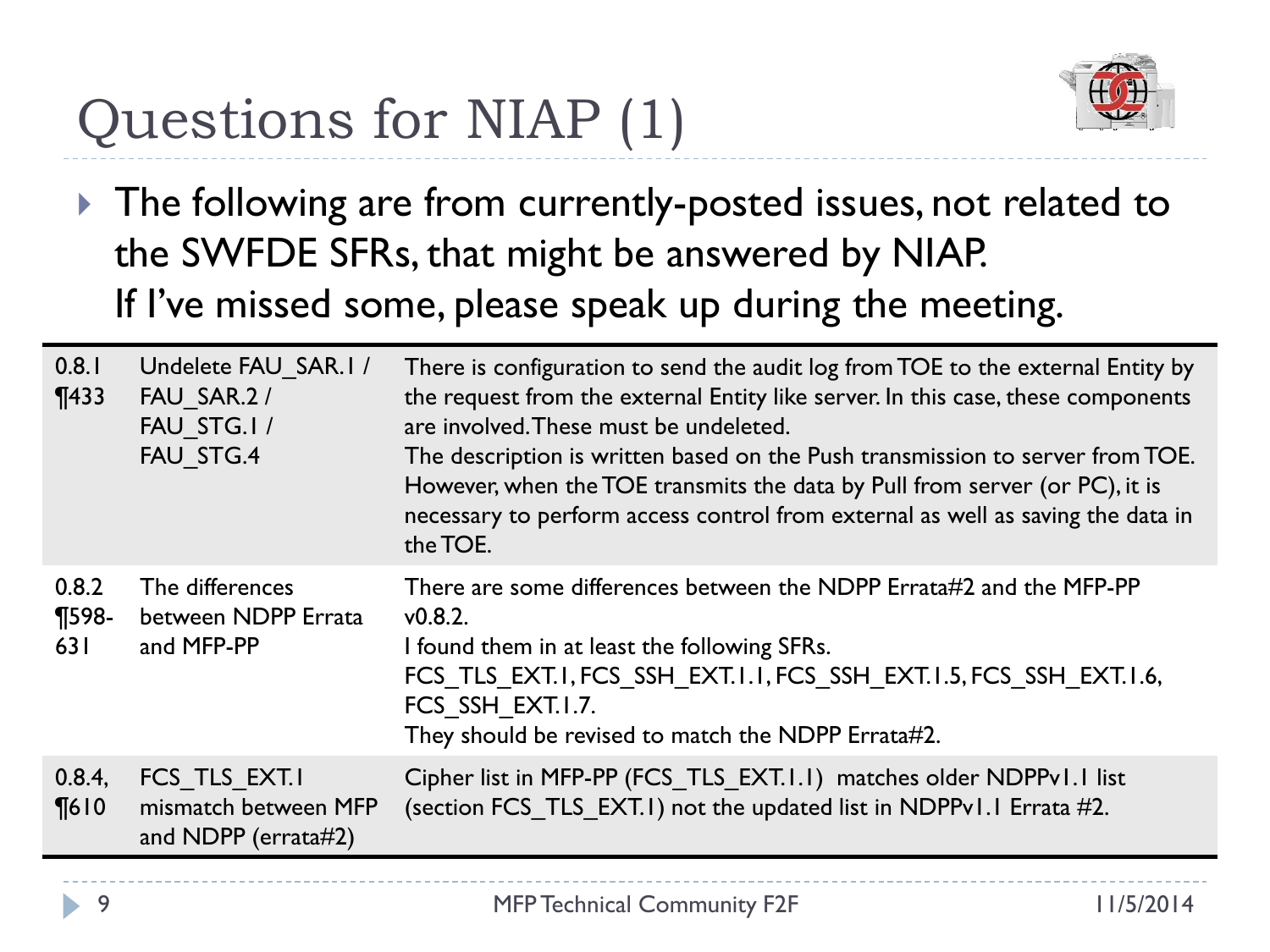# Questions for NIAP (1)

- The following are from currently-posted issues, not related to the SWFDE SFRs, that might be answered by NIAP. If I've missed some, please speak up during the meeting.

| | | |
|---|---|---|
| 0.8.1 ¶433 | Undelete FAU_SAR.1 / FAU_SAR.2 / FAU_STG.1 / FAU_STG.4 | There is configuration to send the audit log from TOE to the external Entity by the request from the external Entity like server. In this case, these components are involved. These must be undeleted. The description is written based on the Push transmission to server from TOE. However, when the TOE transmits the data by Pull from server (or PC), it is necessary to perform access control from external as well as saving the data in the TOE. |
| 0.8.2 ¶598-631 | The differences between NDPP Errata and MFP-PP | There are some differences between the NDPP Errata#2 and the MFP-PP v0.8.2. I found them in at least the following SFRs. FCS_TLS_EXT.1, FCS_SSH_EXT.1.1, FCS_SSH_EXT.1.5, FCS_SSH_EXT.1.6, FCS_SSH_EXT.1.7. They should be revised to match the NDPP Errata#2. |
| 0.8.4, ¶610 | FCS_TLS_EXT.1 mismatch between MFP and NDPP (errata#2) | Cipher list in MFP-PP (FCS_TLS_EXT.1.1) matches older NDPPv1.1 list (section FCS_TLS_EXT.1) not the updated list in NDPPv1.1 Errata #2. |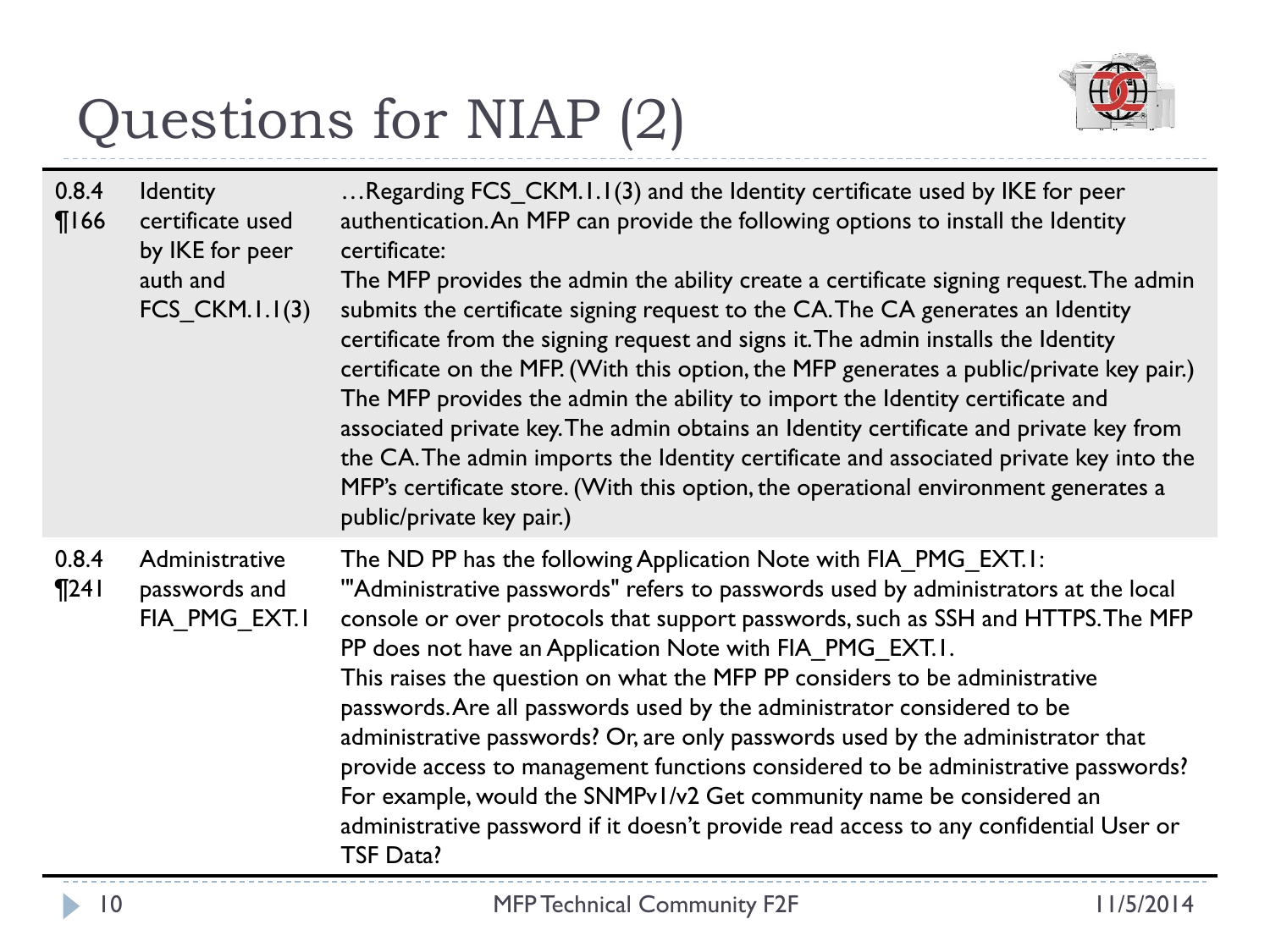# Questions for NIAP (2)

| | | |
|---|---|---|
| 0.8.4 ¶166 | Identity certificate used by IKE for peer auth and FCS_CKM.1.1(3) | …Regarding FCS_CKM.1.1(3) and the Identity certificate used by IKE for peer authentication. An MFP can provide the following options to install the Identity certificate:<br>The MFP provides the admin the ability create a certificate signing request. The admin submits the certificate signing request to the CA. The CA generates an Identity certificate from the signing request and signs it. The admin installs the Identity certificate on the MFP. (With this option, the MFP generates a public/private key pair.)<br>The MFP provides the admin the ability to import the Identity certificate and associated private key. The admin obtains an Identity certificate and private key from the CA. The admin imports the Identity certificate and associated private key into the MFP's certificate store. (With this option, the operational environment generates a public/private key pair.) |
| 0.8.4 ¶241 | Administrative passwords and FIA_PMG_EXT.1 | The ND PP has the following Application Note with FIA_PMG_EXT.1:<br>'"Administrative passwords" refers to passwords used by administrators at the local console or over protocols that support passwords, such as SSH and HTTPS. The MFP PP does not have an Application Note with FIA_PMG_EXT.1.<br>This raises the question on what the MFP PP considers to be administrative passwords. Are all passwords used by the administrator considered to be administrative passwords? Or, are only passwords used by the administrator that provide access to management functions considered to be administrative passwords?<br>For example, would the SNMPv1/v2 Get community name be considered an administrative password if it doesn't provide read access to any confidential User or TSF Data? |

MFP Technical Community F2F 11/5/2014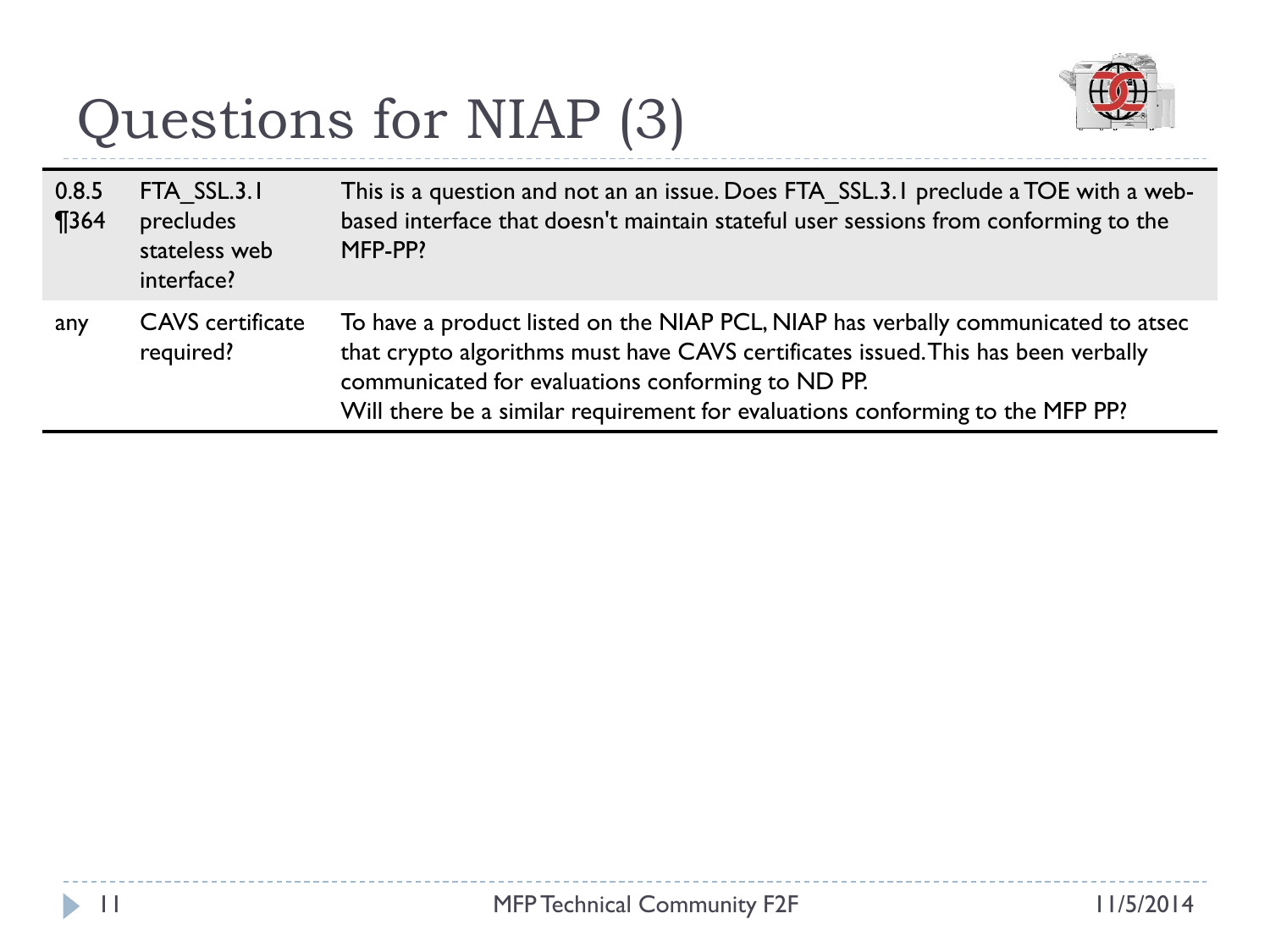# Questions for NIAP (3)

| | | |
|---|---|---|
| 0.8.5 ¶364 | FTA_SSL.3.1 precludes stateless web interface? | This is a question and not an an issue. Does FTA_SSL.3.1 preclude a TOE with a web-based interface that doesn't maintain stateful user sessions from conforming to the MFP-PP? |
| any | CAVS certificate required? | To have a product listed on the NIAP PCL, NIAP has verbally communicated to atsec that crypto algorithms must have CAVS certificates issued. This has been verbally communicated for evaluations conforming to ND PP.<br>Will there be a similar requirement for evaluations conforming to the MFP PP? |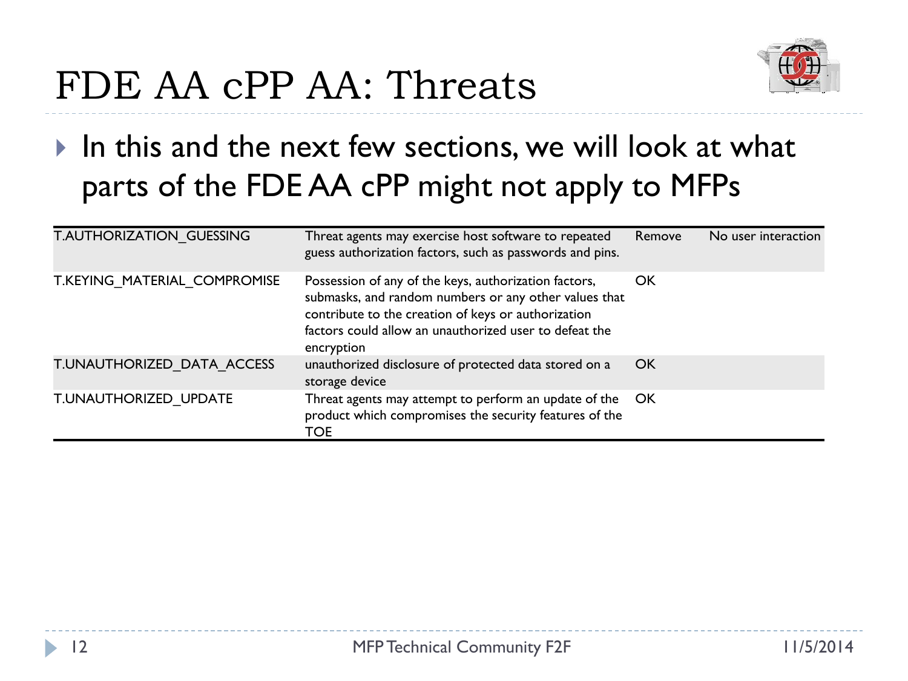# FDE AA cPP AA: Threats

- In this and the next few sections, we will look at what parts of the FDE AA cPP might not apply to MFPs

| | | | |
|---|---|---|---|
| T.AUTHORIZATION_GUESSING | Threat agents may exercise host software to repeated guess authorization factors, such as passwords and pins. | Remove | No user interaction |
| T.KEYING_MATERIAL_COMPROMISE | Possession of any of the keys, authorization factors, submasks, and random numbers or any other values that contribute to the creation of keys or authorization factors could allow an unauthorized user to defeat the encryption | OK | |
| T.UNAUTHORIZED_DATA_ACCESS | unauthorized disclosure of protected data stored on a storage device | OK | |
| T.UNAUTHORIZED_UPDATE | Threat agents may attempt to perform an update of the product which compromises the security features of the TOE | OK | |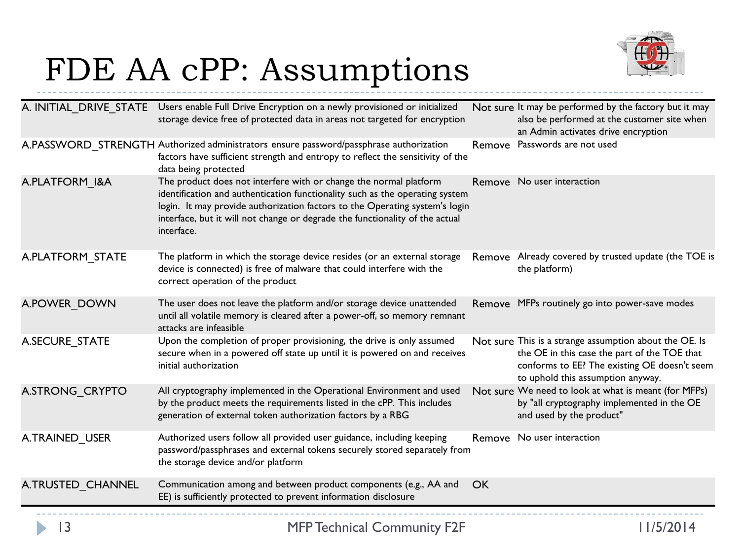# FDE AA cPP: Assumptions

| | | | |
|---|---|---|---|
| A. INITIAL_DRIVE_STATE | Users enable Full Drive Encryption on a newly provisioned or initialized storage device free of protected data in areas not targeted for encryption | Not sure | It may be performed by the factory but it may also be performed at the customer site when an Admin activates drive encryption |
| A.PASSWORD_STRENGTH | Authorized administrators ensure password/passphrase authorization factors have sufficient strength and entropy to reflect the sensitivity of the data being protected | Remove | Passwords are not used |
| A.PLATFORM_I&A | The product does not interfere with or change the normal platform identification and authentication functionality such as the operating system login. It may provide authorization factors to the Operating system's login interface, but it will not change or degrade the functionality of the actual interface. | Remove | No user interaction |
| A.PLATFORM_STATE | The platform in which the storage device resides (or an external storage device is connected) is free of malware that could interfere with the correct operation of the product | Remove | Already covered by trusted update (the TOE is the platform) |
| A.POWER_DOWN | The user does not leave the platform and/or storage device unattended until all volatile memory is cleared after a power-off, so memory remnant attacks are infeasible | Remove | MFPs routinely go into power-save modes |
| A.SECURE_STATE | Upon the completion of proper provisioning, the drive is only assumed secure when in a powered off state up until it is powered on and receives initial authorization | Not sure | This is a strange assumption about the OE. Is the OE in this case the part of the TOE that conforms to EE? The existing OE doesn't seem to uphold this assumption anyway. |
| A.STRONG_CRYPTO | All cryptography implemented in the Operational Environment and used by the product meets the requirements listed in the cPP. This includes generation of external token authorization factors by a RBG | Not sure | We need to look at what is meant (for MFPs) by "all cryptography implemented in the OE and used by the product" |
| A.TRAINED_USER | Authorized users follow all provided user guidance, including keeping password/passphrases and external tokens securely stored separately from the storage device and/or platform | Remove | No user interaction |
| A.TRUSTED_CHANNEL | Communication among and between product components (e.g., AA and EE) is sufficiently protected to prevent information disclosure | OK | |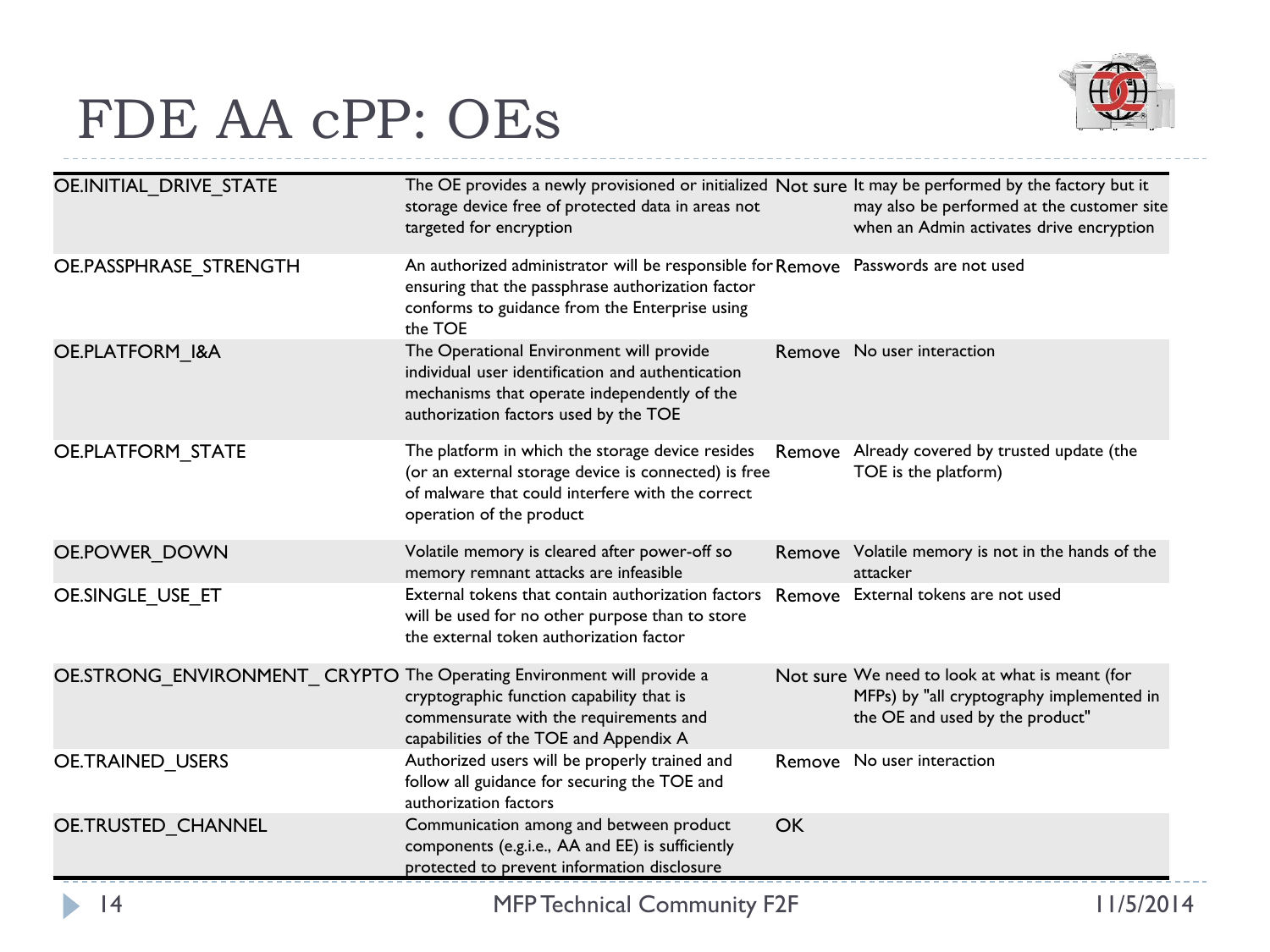# FDE AA cPP: OEs

| | | | |
|---|---|---|---|
| OE.INITIAL_DRIVE_STATE | The OE provides a newly provisioned or initialized storage device free of protected data in areas not targeted for encryption | Not sure | It may be performed by the factory but it may also be performed at the customer site when an Admin activates drive encryption |
| OE.PASSPHRASE_STRENGTH | An authorized administrator will be responsible for ensuring that the passphrase authorization factor conforms to guidance from the Enterprise using the TOE | Remove | Passwords are not used |
| OE.PLATFORM_I&A | The Operational Environment will provide individual user identification and authentication mechanisms that operate independently of the authorization factors used by the TOE | Remove | No user interaction |
| OE.PLATFORM_STATE | The platform in which the storage device resides (or an external storage device is connected) is free of malware that could interfere with the correct operation of the product | Remove | Already covered by trusted update (the TOE is the platform) |
| OE.POWER_DOWN | Volatile memory is cleared after power-off so memory remnant attacks are infeasible | Remove | Volatile memory is not in the hands of the attacker |
| OE.SINGLE_USE_ET | External tokens that contain authorization factors will be used for no other purpose than to store the external token authorization factor | Remove | External tokens are not used |
| OE.STRONG_ENVIRONMENT_ CRYPTO | The Operating Environment will provide a cryptographic function capability that is commensurate with the requirements and capabilities of the TOE and Appendix A | Not sure | We need to look at what is meant (for MFPs) by "all cryptography implemented in the OE and used by the product" |
| OE.TRAINED_USERS | Authorized users will be properly trained and follow all guidance for securing the TOE and authorization factors | Remove | No user interaction |
| OE.TRUSTED_CHANNEL | Communication among and between product components (e.g.i.e., AA and EE) is sufficiently protected to prevent information disclosure | OK | |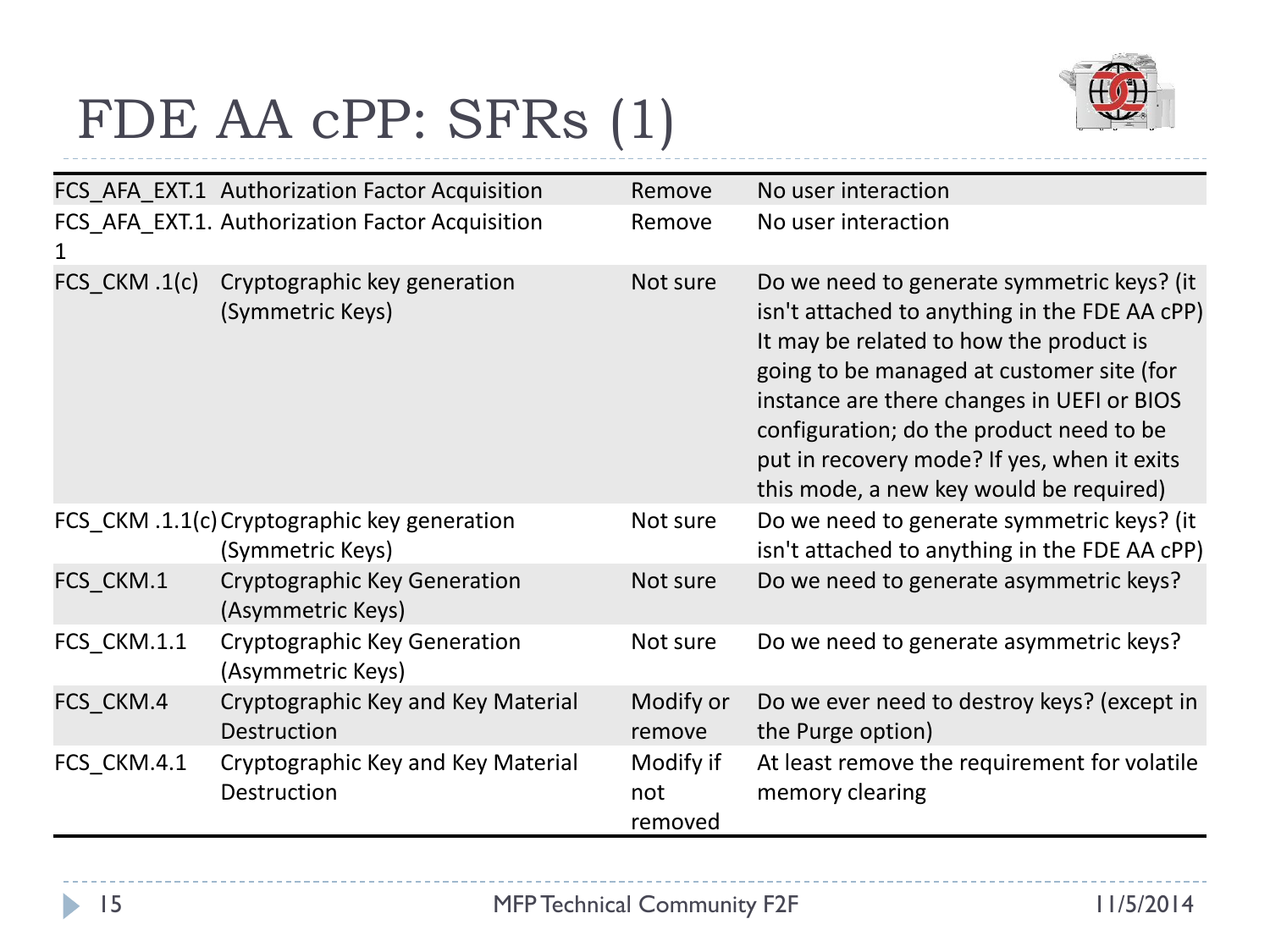# FDE AA cPP: SFRs (1)

| | | | |
|---|---|---|---|
| FCS_AFA_EXT.1 | Authorization Factor Acquisition | Remove | No user interaction |
| FCS_AFA_EXT.1.1 | Authorization Factor Acquisition | Remove | No user interaction |
| FCS_CKM .1(c) | Cryptographic key generation (Symmetric Keys) | Not sure | Do we need to generate symmetric keys? (it isn't attached to anything in the FDE AA cPP) It may be related to how the product is going to be managed at customer site (for instance are there changes in UEFI or BIOS configuration; do the product need to be put in recovery mode? If yes, when it exits this mode, a new key would be required) |
| FCS_CKM .1.1(c) | Cryptographic key generation (Symmetric Keys) | Not sure | Do we need to generate symmetric keys? (it isn't attached to anything in the FDE AA cPP) |
| FCS_CKM.1 | Cryptographic Key Generation (Asymmetric Keys) | Not sure | Do we need to generate asymmetric keys? |
| FCS_CKM.1.1 | Cryptographic Key Generation (Asymmetric Keys) | Not sure | Do we need to generate asymmetric keys? |
| FCS_CKM.4 | Cryptographic Key and Key Material Destruction | Modify or remove | Do we ever need to destroy keys? (except in the Purge option) |
| FCS_CKM.4.1 | Cryptographic Key and Key Material Destruction | Modify if not removed | At least remove the requirement for volatile memory clearing |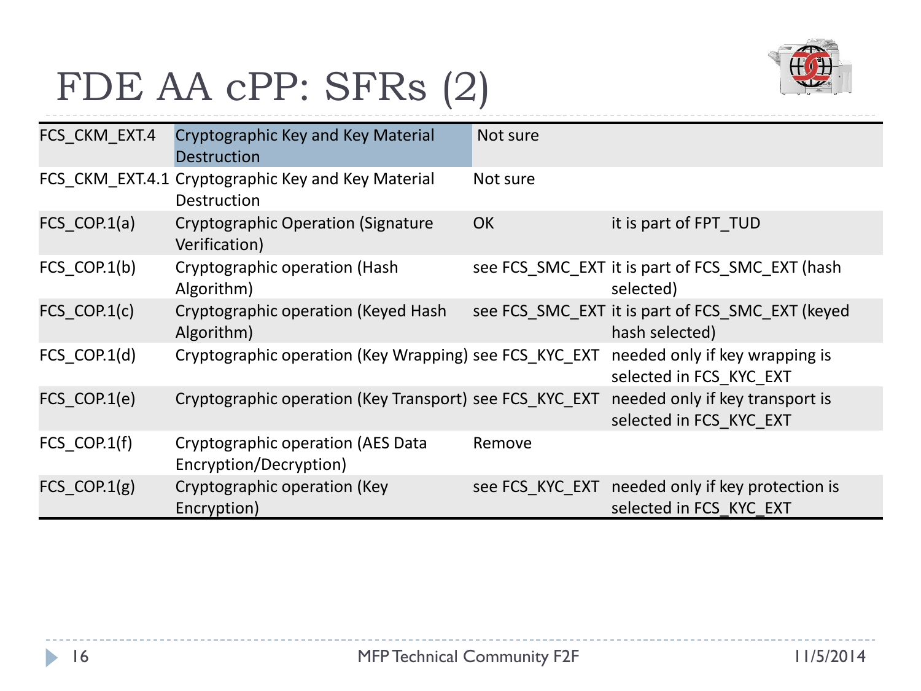# FDE AA cPP: SFRs (2)

| | | | |
|---|---|---|---|
| FCS_CKM_EXT.4 | Cryptographic Key and Key Material Destruction | Not sure | |
| FCS_CKM_EXT.4.1 | Cryptographic Key and Key Material Destruction | Not sure | |
| FCS_COP.1(a) | Cryptographic Operation (Signature Verification) | OK | it is part of FPT_TUD |
| FCS_COP.1(b) | Cryptographic operation (Hash Algorithm) | see FCS_SMC_EXT | it is part of FCS_SMC_EXT (hash selected) |
| FCS_COP.1(c) | Cryptographic operation (Keyed Hash Algorithm) | see FCS_SMC_EXT | it is part of FCS_SMC_EXT (keyed hash selected) |
| FCS_COP.1(d) | Cryptographic operation (Key Wrapping) | see FCS_KYC_EXT | needed only if key wrapping is selected in FCS_KYC_EXT |
| FCS_COP.1(e) | Cryptographic operation (Key Transport) | see FCS_KYC_EXT | needed only if key transport is selected in FCS_KYC_EXT |
| FCS_COP.1(f) | Cryptographic operation (AES Data Encryption/Decryption) | Remove | |
| FCS_COP.1(g) | Cryptographic operation (Key Encryption) | see FCS_KYC_EXT | needed only if key protection is selected in FCS_KYC_EXT |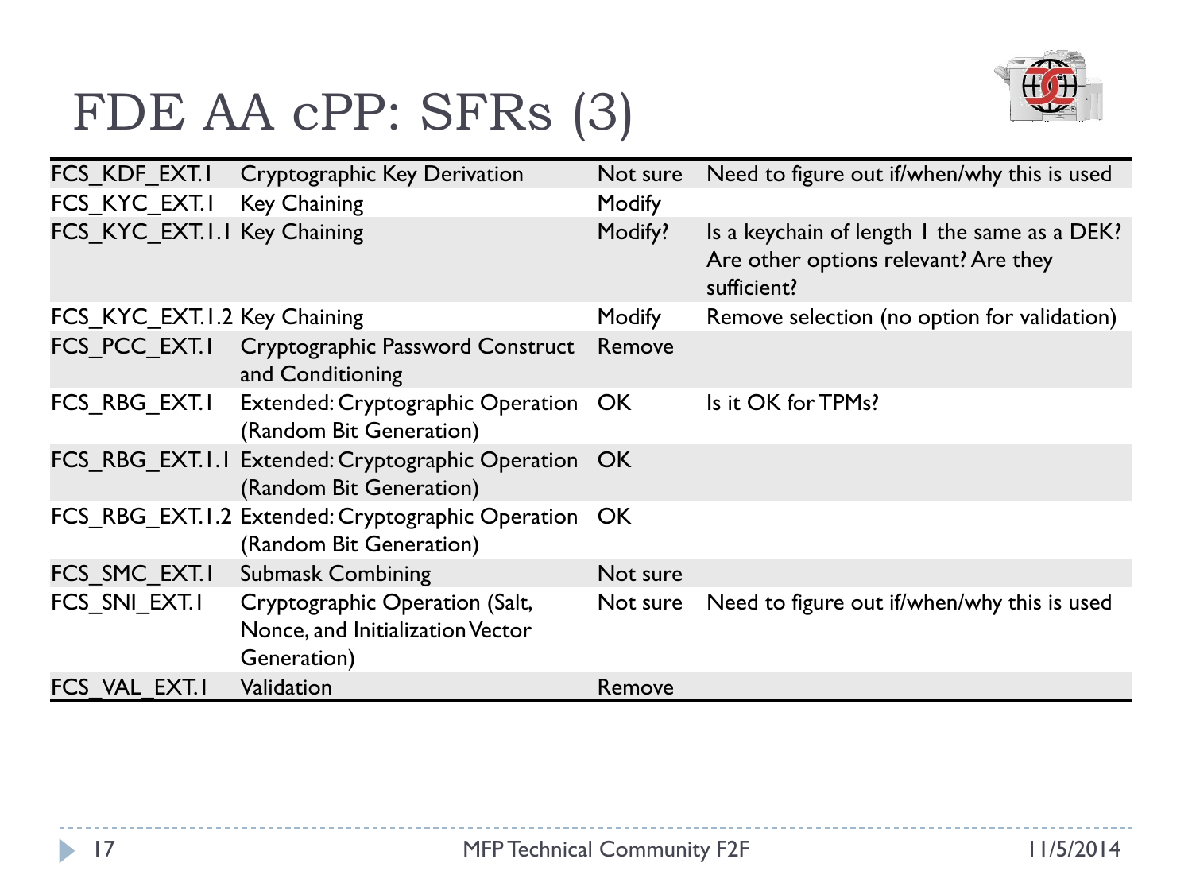# FDE AA cPP: SFRs (3)

| | | | |
|---|---|---|---|
| FCS_KDF_EXT.1 | Cryptographic Key Derivation | Not sure | Need to figure out if/when/why this is used |
| FCS_KYC_EXT.1 | Key Chaining | Modify | |
| FCS_KYC_EXT.1.1 | Key Chaining | Modify? | Is a keychain of length 1 the same as a DEK? Are other options relevant? Are they sufficient? |
| FCS_KYC_EXT.1.2 | Key Chaining | Modify | Remove selection (no option for validation) |
| FCS_PCC_EXT.1 | Cryptographic Password Construct and Conditioning | Remove | |
| FCS_RBG_EXT.1 | Extended: Cryptographic Operation (Random Bit Generation) | OK | Is it OK for TPMs? |
| FCS_RBG_EXT.1.1 | Extended: Cryptographic Operation (Random Bit Generation) | OK | |
| FCS_RBG_EXT.1.2 | Extended: Cryptographic Operation (Random Bit Generation) | OK | |
| FCS_SMC_EXT.1 | Submask Combining | Not sure | |
| FCS_SNI_EXT.1 | Cryptographic Operation (Salt, Nonce, and Initialization Vector Generation) | Not sure | Need to figure out if/when/why this is used |
| FCS_VAL_EXT.1 | Validation | Remove | |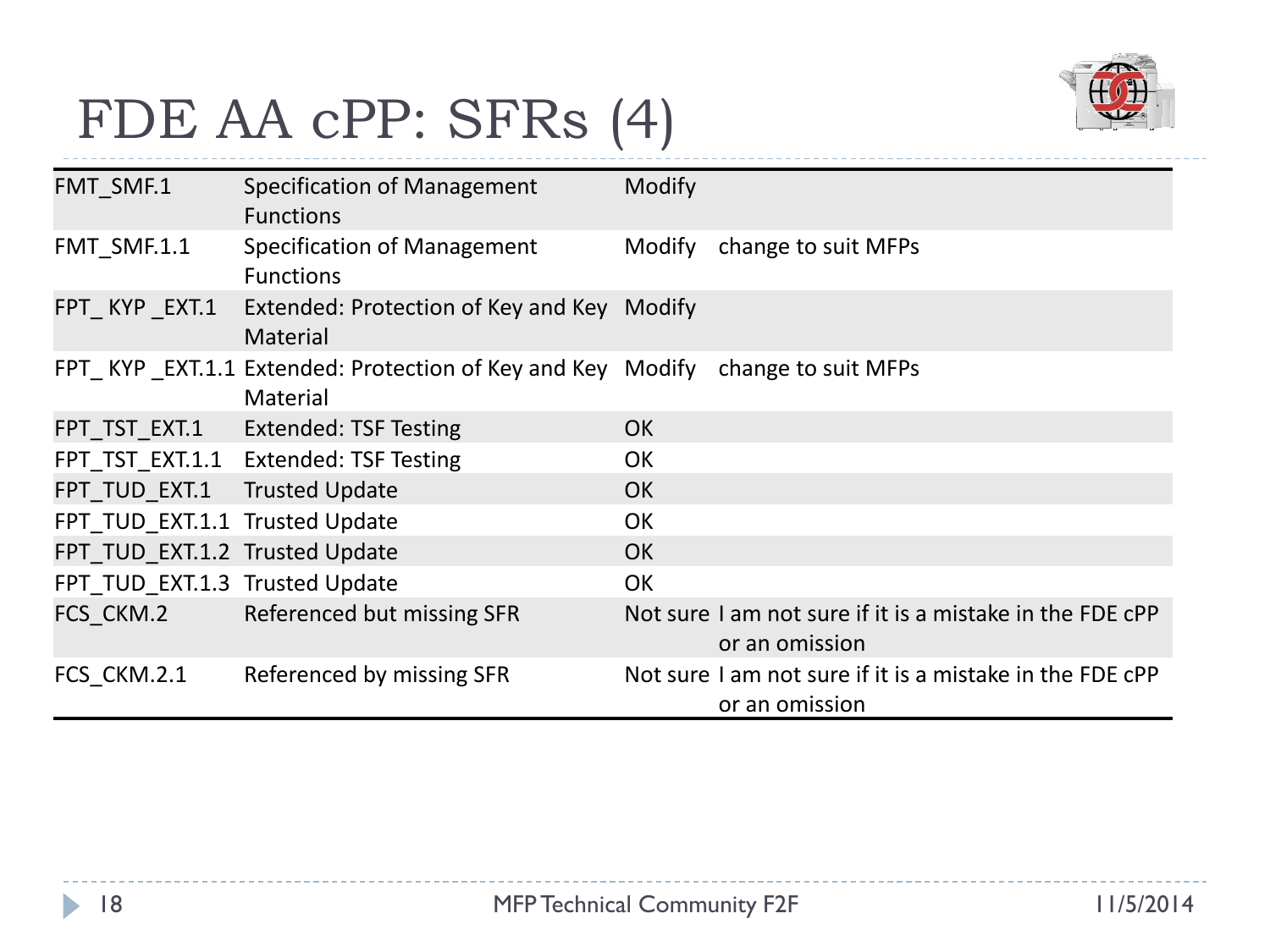# FDE AA cPP: SFRs (4)

| | | | |
|---|---|---|---|
| FMT_SMF.1 | Specification of Management Functions | Modify | |
| FMT_SMF.1.1 | Specification of Management Functions | Modify | change to suit MFPs |
| FPT_ KYP _EXT.1 | Extended: Protection of Key and Key Material | Modify | |
| FPT_ KYP _EXT.1.1 | Extended: Protection of Key and Key Material | Modify | change to suit MFPs |
| FPT_TST_EXT.1 | Extended: TSF Testing | OK | |
| FPT_TST_EXT.1.1 | Extended: TSF Testing | OK | |
| FPT_TUD_EXT.1 | Trusted Update | OK | |
| FPT_TUD_EXT.1.1 | Trusted Update | OK | |
| FPT_TUD_EXT.1.2 | Trusted Update | OK | |
| FPT_TUD_EXT.1.3 | Trusted Update | OK | |
| FCS_CKM.2 | Referenced but missing SFR | Not sure | I am not sure if it is a mistake in the FDE cPP or an omission |
| FCS_CKM.2.1 | Referenced by missing SFR | Not sure | I am not sure if it is a mistake in the FDE cPP or an omission |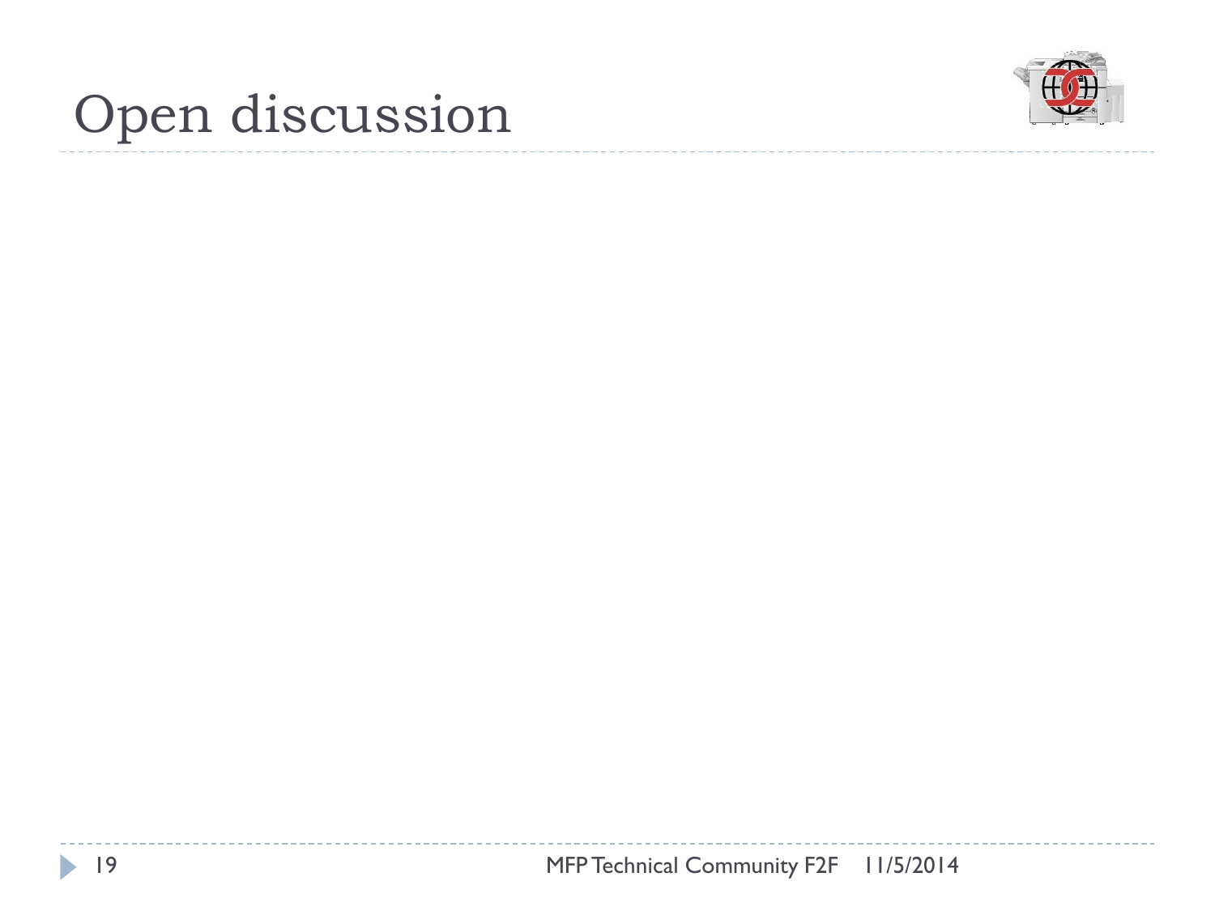# Open discussion